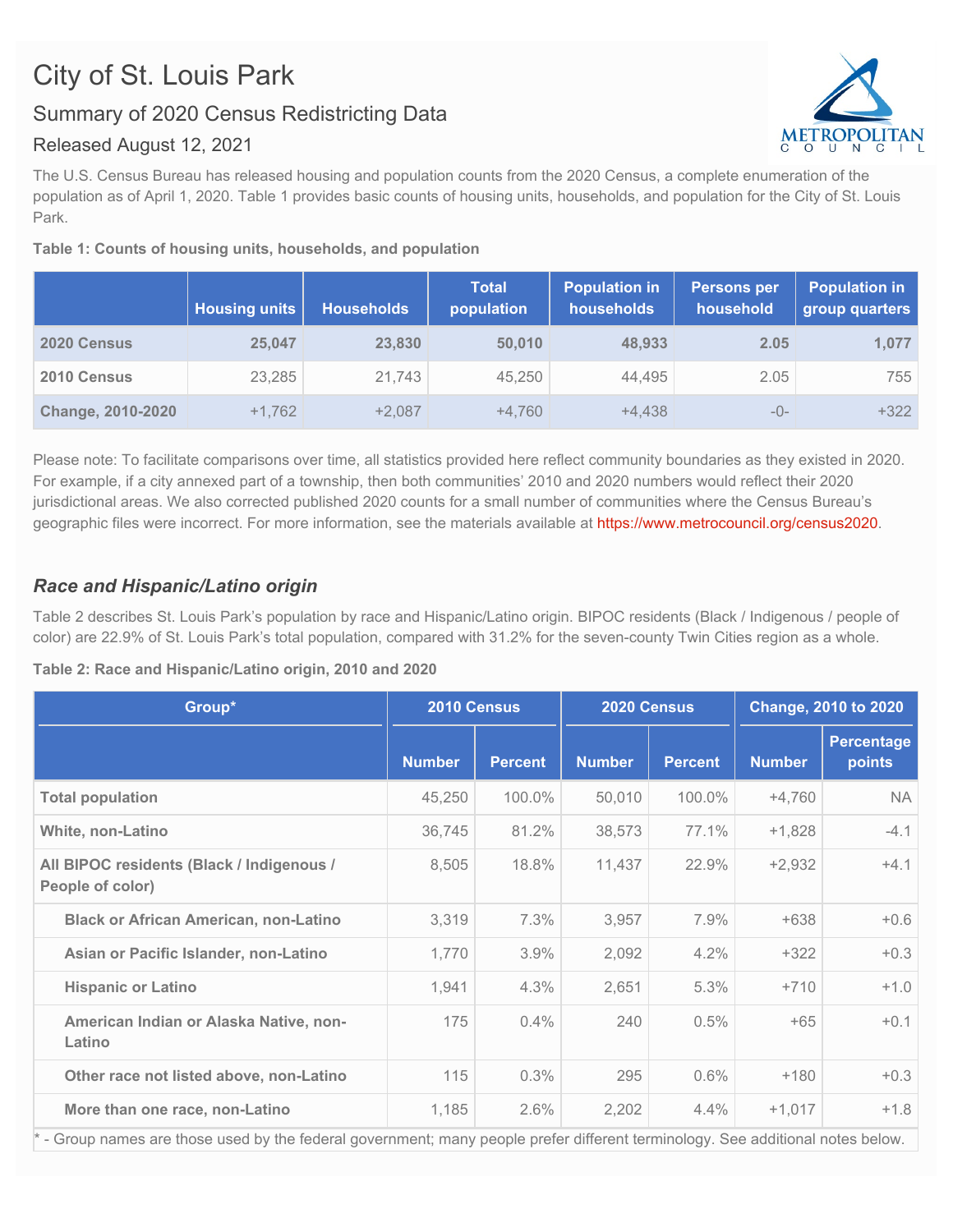# City of St. Louis Park

## Summary of 2020 Census Redistricting Data

### Released August 12, 2021

The U.S. Census Bureau has released housing and population counts from the 2020 Census, a complete enumeration of the population as of April 1, 2020. Table 1 provides basic counts of housing units, households, and population for the City of St. Louis Park.

**Table 1: Counts of housing units, households, and population**

| | Housing units | Households | Total population | Population in households | Persons per household | Population in group quarters |
|---|---|---|---|---|---|---|
| **2020 Census** | **25,047** | **23,830** | **50,010** | **48,933** | **2.05** | **1,077** |
| **2010 Census** | 23,285 | 21,743 | 45,250 | 44,495 | 2.05 | 755 |
| **Change, 2010-2020** | +1,762 | +2,087 | +4,760 | +4,438 | -0- | +322 |

Please note: To facilitate comparisons over time, all statistics provided here reflect community boundaries as they existed in 2020. For example, if a city annexed part of a township, then both communities' 2010 and 2020 numbers would reflect their 2020 jurisdictional areas. We also corrected published 2020 counts for a small number of communities where the Census Bureau's geographic files were incorrect. For more information, see the materials available at https://www.metrocouncil.org/census2020.

## *Race and Hispanic/Latino origin*

Table 2 describes St. Louis Park's population by race and Hispanic/Latino origin. BIPOC residents (Black / Indigenous / people of color) are 22.9% of St. Louis Park's total population, compared with 31.2% for the seven-county Twin Cities region as a whole.

**Table 2: Race and Hispanic/Latino origin, 2010 and 2020**

| Group* | 2010 Census | | 2020 Census | | Change, 2010 to 2020 | |
|---|---|---|---|---|---|---|
| | Number | Percent | Number | Percent | Number | Percentage points |
| **Total population** | 45,250 | 100.0% | 50,010 | 100.0% | +4,760 | NA |
| **White, non-Latino** | 36,745 | 81.2% | 38,573 | 77.1% | +1,828 | -4.1 |
| **All BIPOC residents (Black / Indigenous / People of color)** | 8,505 | 18.8% | 11,437 | 22.9% | +2,932 | +4.1 |
| **Black or African American, non-Latino** | 3,319 | 7.3% | 3,957 | 7.9% | +638 | +0.6 |
| **Asian or Pacific Islander, non-Latino** | 1,770 | 3.9% | 2,092 | 4.2% | +322 | +0.3 |
| **Hispanic or Latino** | 1,941 | 4.3% | 2,651 | 5.3% | +710 | +1.0 |
| **American Indian or Alaska Native, non-Latino** | 175 | 0.4% | 240 | 0.5% | +65 | +0.1 |
| **Other race not listed above, non-Latino** | 115 | 0.3% | 295 | 0.6% | +180 | +0.3 |
| **More than one race, non-Latino** | 1,185 | 2.6% | 2,202 | 4.4% | +1,017 | +1.8 |

* - Group names are those used by the federal government; many people prefer different terminology. See additional notes below.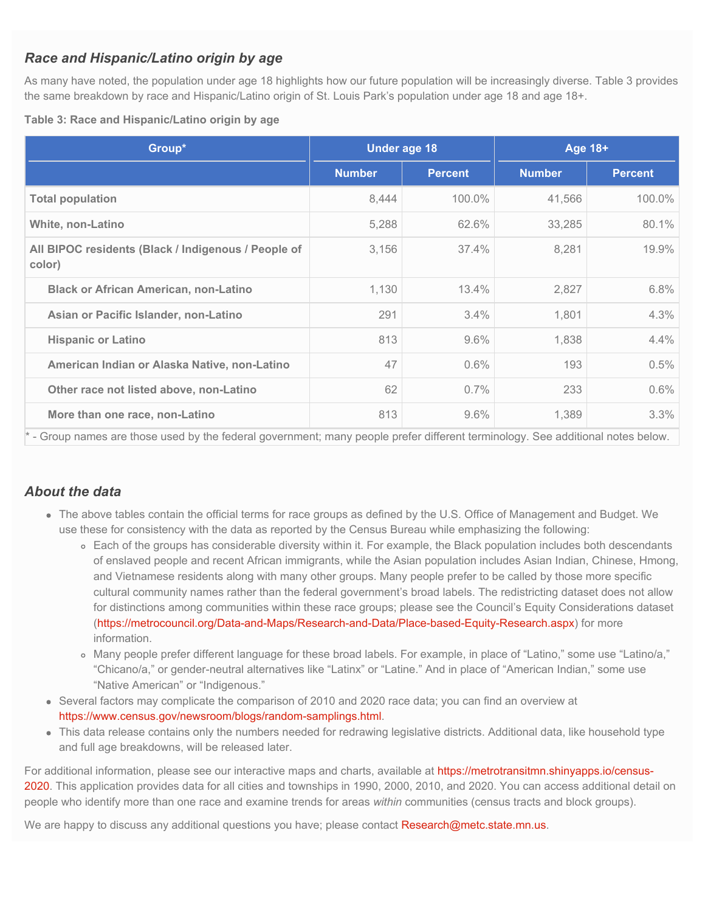### *Race and Hispanic/Latino origin by age*

As many have noted, the population under age 18 highlights how our future population will be increasingly diverse. Table 3 provides the same breakdown by race and Hispanic/Latino origin of St. Louis Park's population under age 18 and age 18+.

**Table 3: Race and Hispanic/Latino origin by age**

| Group* | Under age 18 | | Age 18+ | |
|---|---|---|---|---|
| | Number | Percent | Number | Percent |
| **Total population** | 8,444 | 100.0% | 41,566 | 100.0% |
| **White, non-Latino** | 5,288 | 62.6% | 33,285 | 80.1% |
| **All BIPOC residents (Black / Indigenous / People of color)** | 3,156 | 37.4% | 8,281 | 19.9% |
| **Black or African American, non-Latino** | 1,130 | 13.4% | 2,827 | 6.8% |
| **Asian or Pacific Islander, non-Latino** | 291 | 3.4% | 1,801 | 4.3% |
| **Hispanic or Latino** | 813 | 9.6% | 1,838 | 4.4% |
| **American Indian or Alaska Native, non-Latino** | 47 | 0.6% | 193 | 0.5% |
| **Other race not listed above, non-Latino** | 62 | 0.7% | 233 | 0.6% |
| **More than one race, non-Latino** | 813 | 9.6% | 1,389 | 3.3% |

* - Group names are those used by the federal government; many people prefer different terminology. See additional notes below.

### *About the data*

- The above tables contain the official terms for race groups as defined by the U.S. Office of Management and Budget. We use these for consistency with the data as reported by the Census Bureau while emphasizing the following:
  - Each of the groups has considerable diversity within it. For example, the Black population includes both descendants of enslaved people and recent African immigrants, while the Asian population includes Asian Indian, Chinese, Hmong, and Vietnamese residents along with many other groups. Many people prefer to be called by those more specific cultural community names rather than the federal government's broad labels. The redistricting dataset does not allow for distinctions among communities within these race groups; please see the Council's Equity Considerations dataset (https://metrocouncil.org/Data-and-Maps/Research-and-Data/Place-based-Equity-Research.aspx) for more information.
  - Many people prefer different language for these broad labels. For example, in place of "Latino," some use "Latino/a," "Chicano/a," or gender-neutral alternatives like "Latinx" or "Latine." And in place of "American Indian," some use "Native American" or "Indigenous."
- Several factors may complicate the comparison of 2010 and 2020 race data; you can find an overview at https://www.census.gov/newsroom/blogs/random-samplings.html.
- This data release contains only the numbers needed for redrawing legislative districts. Additional data, like household type and full age breakdowns, will be released later.

For additional information, please see our interactive maps and charts, available at https://metrotransitmn.shinyapps.io/census-2020. This application provides data for all cities and townships in 1990, 2000, 2010, and 2020. You can access additional detail on people who identify more than one race and examine trends for areas *within* communities (census tracts and block groups).

We are happy to discuss any additional questions you have; please contact Research@metc.state.mn.us.